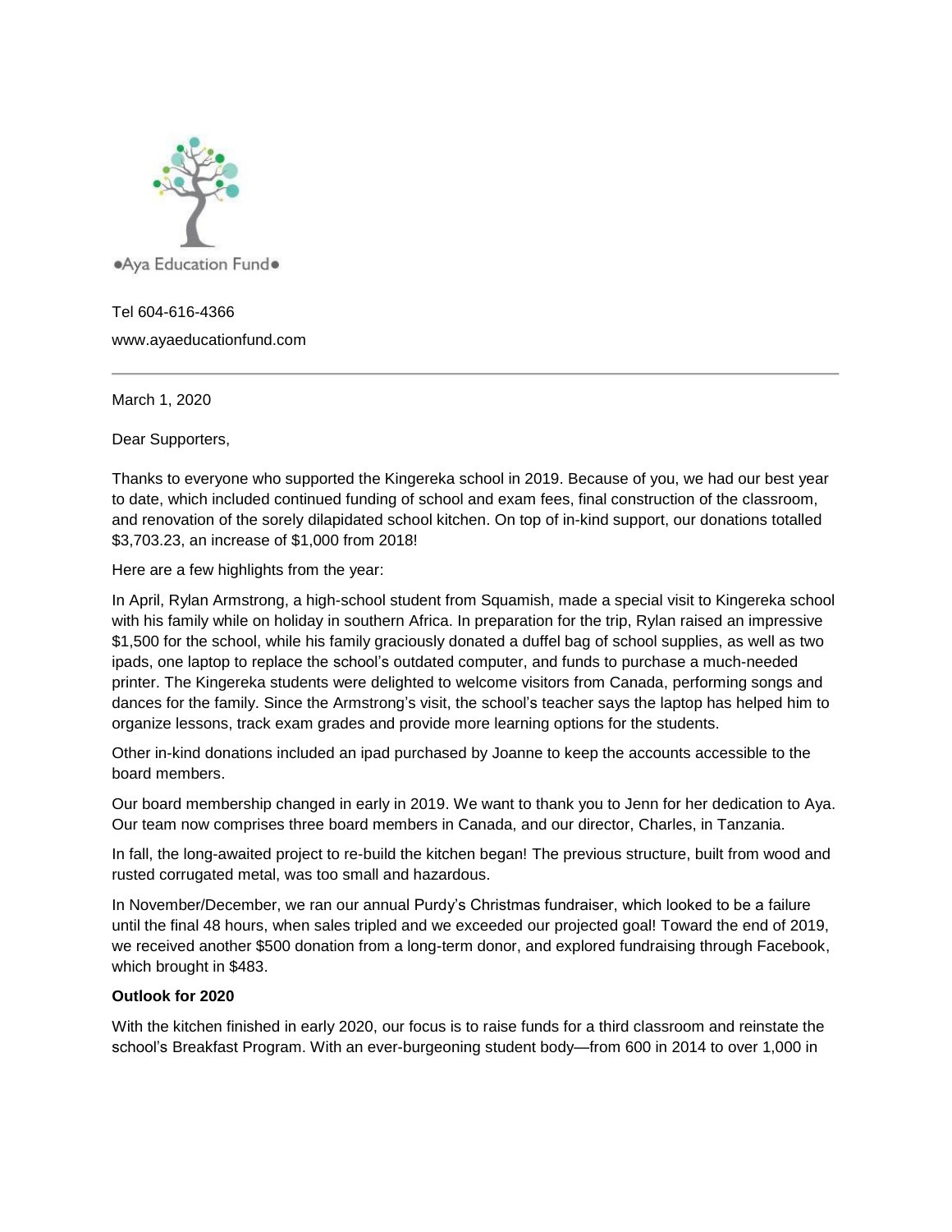•Aya Education Fund•

Tel 604-616-4366

www.ayaeducationfund.com

---

March 1, 2020

Dear Supporters,

Thanks to everyone who supported the Kingereka school in 2019. Because of you, we had our best year to date, which included continued funding of school and exam fees, final construction of the classroom, and renovation of the sorely dilapidated school kitchen. On top of in-kind support, our donations totalled $3,703.23, an increase of $1,000 from 2018!

Here are a few highlights from the year:

In April, Rylan Armstrong, a high-school student from Squamish, made a special visit to Kingereka school with his family while on holiday in southern Africa. In preparation for the trip, Rylan raised an impressive $1,500 for the school, while his family graciously donated a duffel bag of school supplies, as well as two ipads, one laptop to replace the school's outdated computer, and funds to purchase a much-needed printer. The Kingereka students were delighted to welcome visitors from Canada, performing songs and dances for the family. Since the Armstrong's visit, the school's teacher says the laptop has helped him to organize lessons, track exam grades and provide more learning options for the students.

Other in-kind donations included an ipad purchased by Joanne to keep the accounts accessible to the board members.

Our board membership changed in early in 2019. We want to thank you to Jenn for her dedication to Aya. Our team now comprises three board members in Canada, and our director, Charles, in Tanzania.

In fall, the long-awaited project to re-build the kitchen began! The previous structure, built from wood and rusted corrugated metal, was too small and hazardous.

In November/December, we ran our annual Purdy's Christmas fundraiser, which looked to be a failure until the final 48 hours, when sales tripled and we exceeded our projected goal! Toward the end of 2019, we received another $500 donation from a long-term donor, and explored fundraising through Facebook, which brought in $483.

**Outlook for 2020**

With the kitchen finished in early 2020, our focus is to raise funds for a third classroom and reinstate the school's Breakfast Program. With an ever-burgeoning student body—from 600 in 2014 to over 1,000 in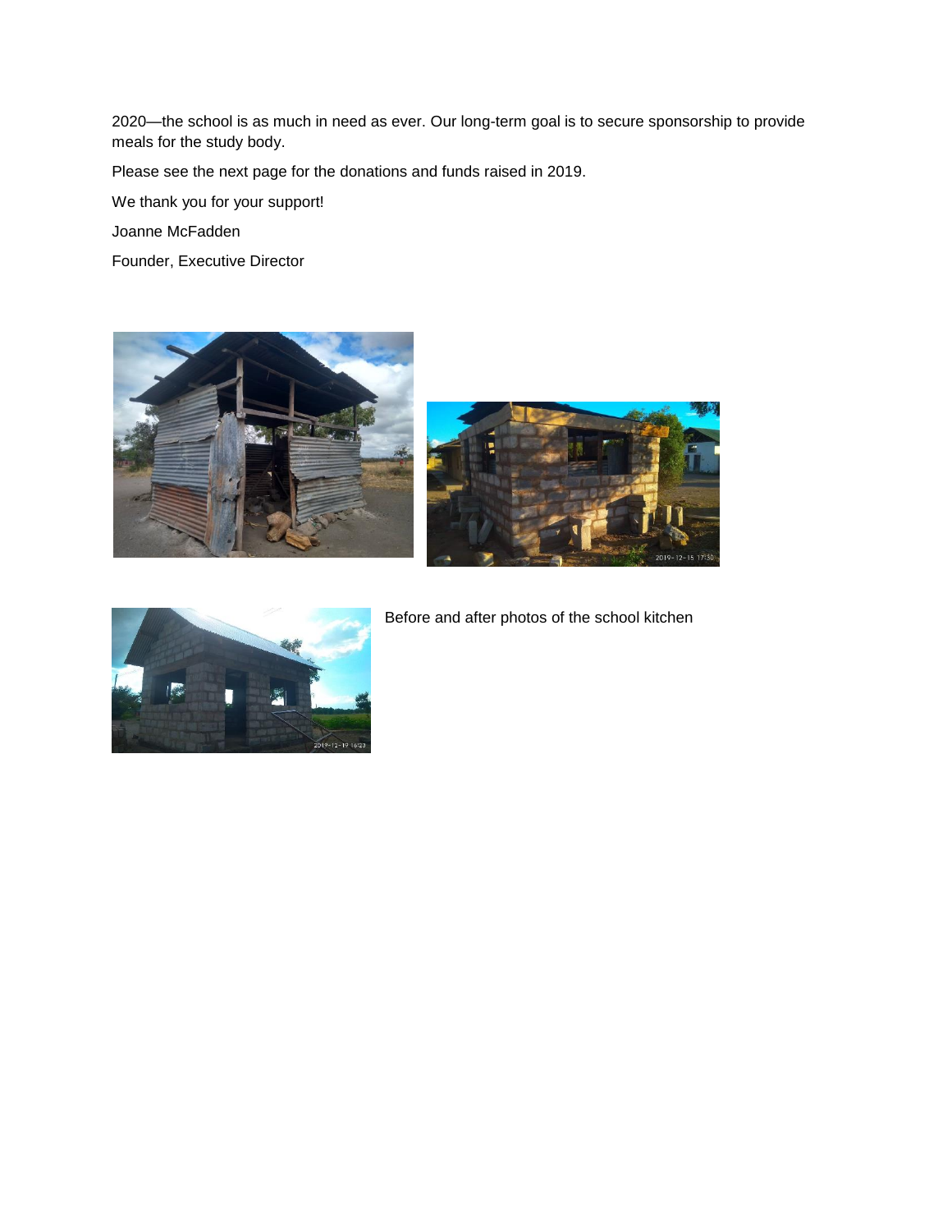2020—the school is as much in need as ever. Our long-term goal is to secure sponsorship to provide meals for the study body.

Please see the next page for the donations and funds raised in 2019.

We thank you for your support!

Joanne McFadden

Founder, Executive Director

Before and after photos of the school kitchen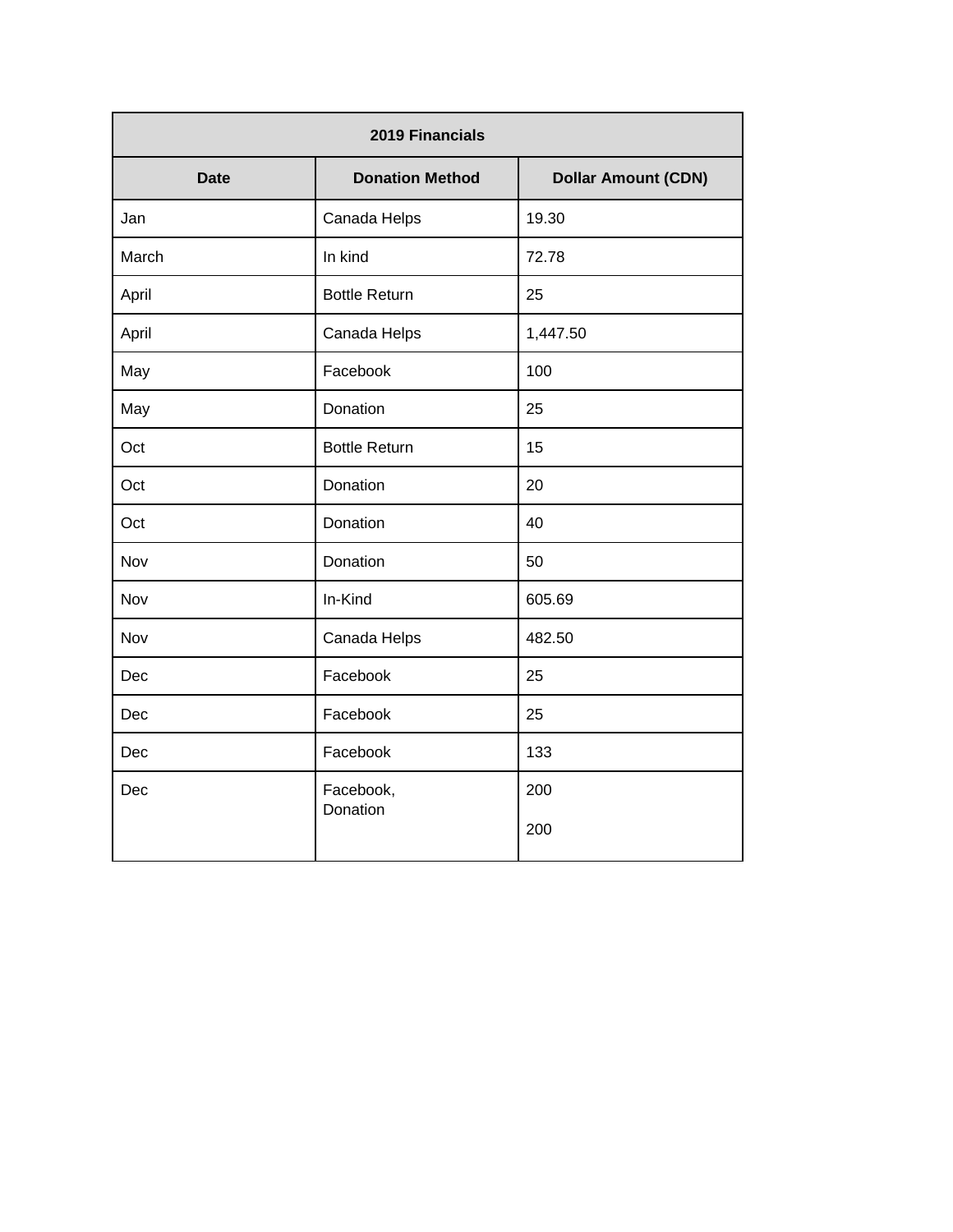| 2019 Financials | | |
|---|---|---|
| **Date** | **Donation Method** | **Dollar Amount (CDN)** |
| Jan | Canada Helps | 19.30 |
| March | In kind | 72.78 |
| April | Bottle Return | 25 |
| April | Canada Helps | 1,447.50 |
| May | Facebook | 100 |
| May | Donation | 25 |
| Oct | Bottle Return | 15 |
| Oct | Donation | 20 |
| Oct | Donation | 40 |
| Nov | Donation | 50 |
| Nov | In-Kind | 605.69 |
| Nov | Canada Helps | 482.50 |
| Dec | Facebook | 25 |
| Dec | Facebook | 25 |
| Dec | Facebook | 133 |
| Dec | Facebook, Donation | 200<br>200 |